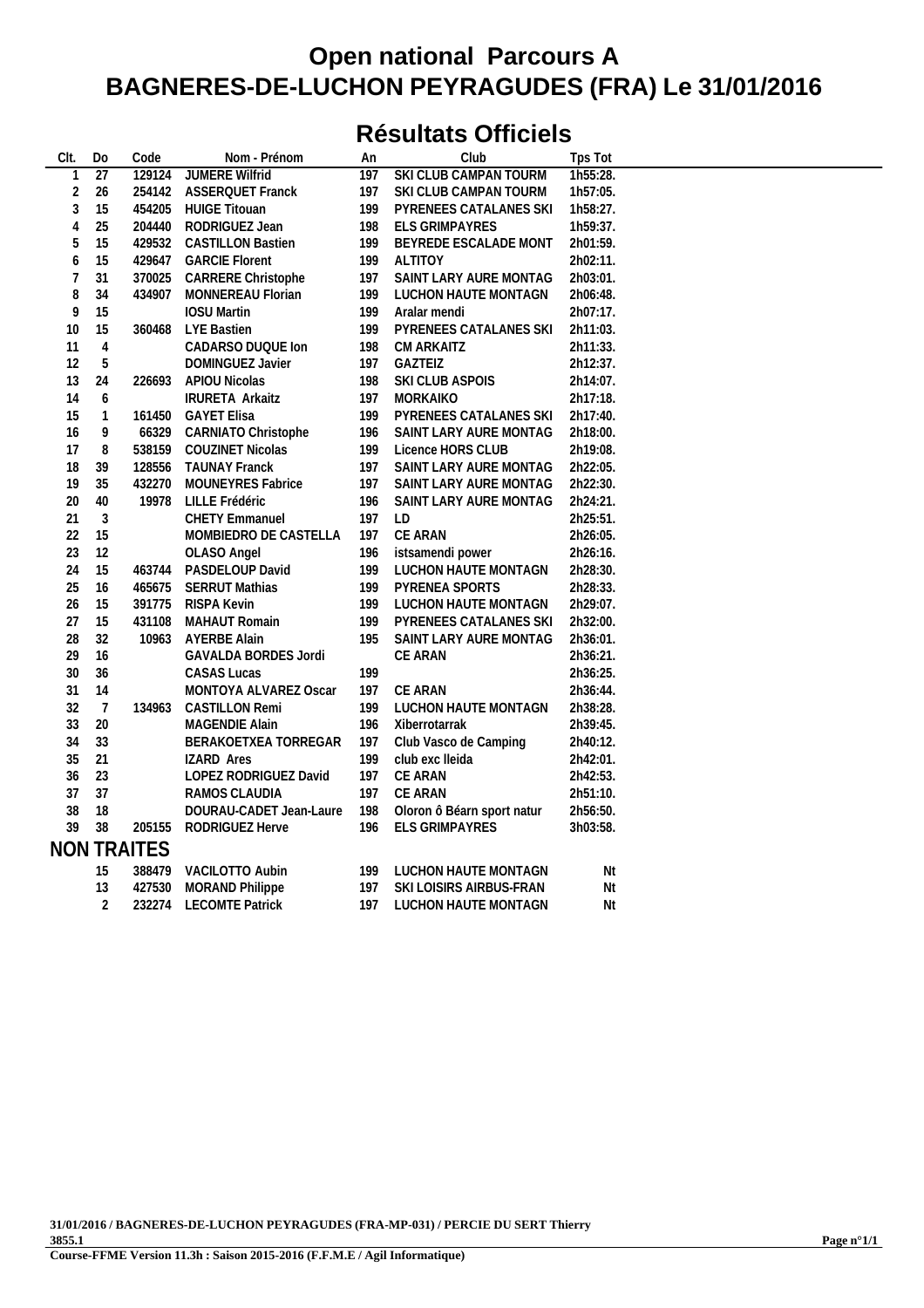# Open national Parcours A
# BAGNERES-DE-LUCHON PEYRAGUDES (FRA) Le 31/01/2016

## Résultats Officiels

| Clt. | Do | Code | Nom - Prénom | An | Club | Tps Tot |
|---|---|---|---|---|---|---|
| 1 | 27 | 129124 | JUMERE Wilfrid | 197 | SKI CLUB CAMPAN TOURM | 1h55:28. |
| 2 | 26 | 254142 | ASSERQUET Franck | 197 | SKI CLUB CAMPAN TOURM | 1h57:05. |
| 3 | 15 | 454205 | HUIGE Titouan | 199 | PYRENEES CATALANES SKI | 1h58:27. |
| 4 | 25 | 204440 | RODRIGUEZ Jean | 198 | ELS GRIMPAYRES | 1h59:37. |
| 5 | 15 | 429532 | CASTILLON Bastien | 199 | BEYREDE ESCALADE MONT | 2h01:59. |
| 6 | 15 | 429647 | GARCIE Florent | 199 | ALTITOY | 2h02:11. |
| 7 | 31 | 370025 | CARRERE Christophe | 197 | SAINT LARY AURE MONTAG | 2h03:01. |
| 8 | 34 | 434907 | MONNEREAU Florian | 199 | LUCHON HAUTE MONTAGN | 2h06:48. |
| 9 | 15 | | IOSU Martin | 199 | Aralar mendi | 2h07:17. |
| 10 | 15 | 360468 | LYE Bastien | 199 | PYRENEES CATALANES SKI | 2h11:03. |
| 11 | 4 | | CADARSO DUQUE Ion | 198 | CM ARKAITZ | 2h11:33. |
| 12 | 5 | | DOMINGUEZ Javier | 197 | GAZTEIZ | 2h12:37. |
| 13 | 24 | 226693 | APIOU Nicolas | 198 | SKI CLUB ASPOIS | 2h14:07. |
| 14 | 6 | | IRURETA Arkaitz | 197 | MORKAIKO | 2h17:18. |
| 15 | 1 | 161450 | GAYET Elisa | 199 | PYRENEES CATALANES SKI | 2h17:40. |
| 16 | 9 | 66329 | CARNIATO Christophe | 196 | SAINT LARY AURE MONTAG | 2h18:00. |
| 17 | 8 | 538159 | COUZINET Nicolas | 199 | Licence HORS CLUB | 2h19:08. |
| 18 | 39 | 128556 | TAUNAY Franck | 197 | SAINT LARY AURE MONTAG | 2h22:05. |
| 19 | 35 | 432270 | MOUNEYRES Fabrice | 197 | SAINT LARY AURE MONTAG | 2h22:30. |
| 20 | 40 | 19978 | LILLE Frédéric | 196 | SAINT LARY AURE MONTAG | 2h24:21. |
| 21 | 3 | | CHETY Emmanuel | 197 | LD | 2h25:51. |
| 22 | 15 | | MOMBIEDRO DE CASTELLA | 197 | CE ARAN | 2h26:05. |
| 23 | 12 | | OLASO Angel | 196 | istsamendi power | 2h26:16. |
| 24 | 15 | 463744 | PASDELOUP David | 199 | LUCHON HAUTE MONTAGN | 2h28:30. |
| 25 | 16 | 465675 | SERRUT Mathias | 199 | PYRENEA SPORTS | 2h28:33. |
| 26 | 15 | 391775 | RISPA Kevin | 199 | LUCHON HAUTE MONTAGN | 2h29:07. |
| 27 | 15 | 431108 | MAHAUT Romain | 199 | PYRENEES CATALANES SKI | 2h32:00. |
| 28 | 32 | 10963 | AYERBE Alain | 195 | SAINT LARY AURE MONTAG | 2h36:01. |
| 29 | 16 | | GAVALDA BORDES Jordi | | CE ARAN | 2h36:21. |
| 30 | 36 | | CASAS Lucas | 199 | | 2h36:25. |
| 31 | 14 | | MONTOYA ALVAREZ Oscar | 197 | CE ARAN | 2h36:44. |
| 32 | 7 | 134963 | CASTILLON Remi | 199 | LUCHON HAUTE MONTAGN | 2h38:28. |
| 33 | 20 | | MAGENDIE Alain | 196 | Xiberrotarrak | 2h39:45. |
| 34 | 33 | | BERAKOETXEA TORREGAR | 197 | Club Vasco de Camping | 2h40:12. |
| 35 | 21 | | IZARD Ares | 199 | club exc lleida | 2h42:01. |
| 36 | 23 | | LOPEZ RODRIGUEZ David | 197 | CE ARAN | 2h42:53. |
| 37 | 37 | | RAMOS CLAUDIA | 197 | CE ARAN | 2h51:10. |
| 38 | 18 | | DOURAU-CADET Jean-Laure | 198 | Oloron ô Béarn sport natur | 2h56:50. |
| 39 | 38 | 205155 | RODRIGUEZ Herve | 196 | ELS GRIMPAYRES | 3h03:58. |

## NON TRAITES

| Clt. | Do | Code | Nom - Prénom | An | Club | Tps Tot |
|---|---|---|---|---|---|---|
| | 15 | 388479 | VACILOTTO Aubin | 199 | LUCHON HAUTE MONTAGN | Nt |
| | 13 | 427530 | MORAND Philippe | 197 | SKI LOISIRS AIRBUS-FRAN | Nt |
| | 2 | 232274 | LECOMTE Patrick | 197 | LUCHON HAUTE MONTAGN | Nt |

**31/01/2016 / BAGNERES-DE-LUCHON PEYRAGUDES (FRA-MP-031) / PERCIE DU SERT Thierry**
**3855.1**
**Course-FFME Version 11.3h : Saison 2015-2016 (F.F.M.E / Agil Informatique)**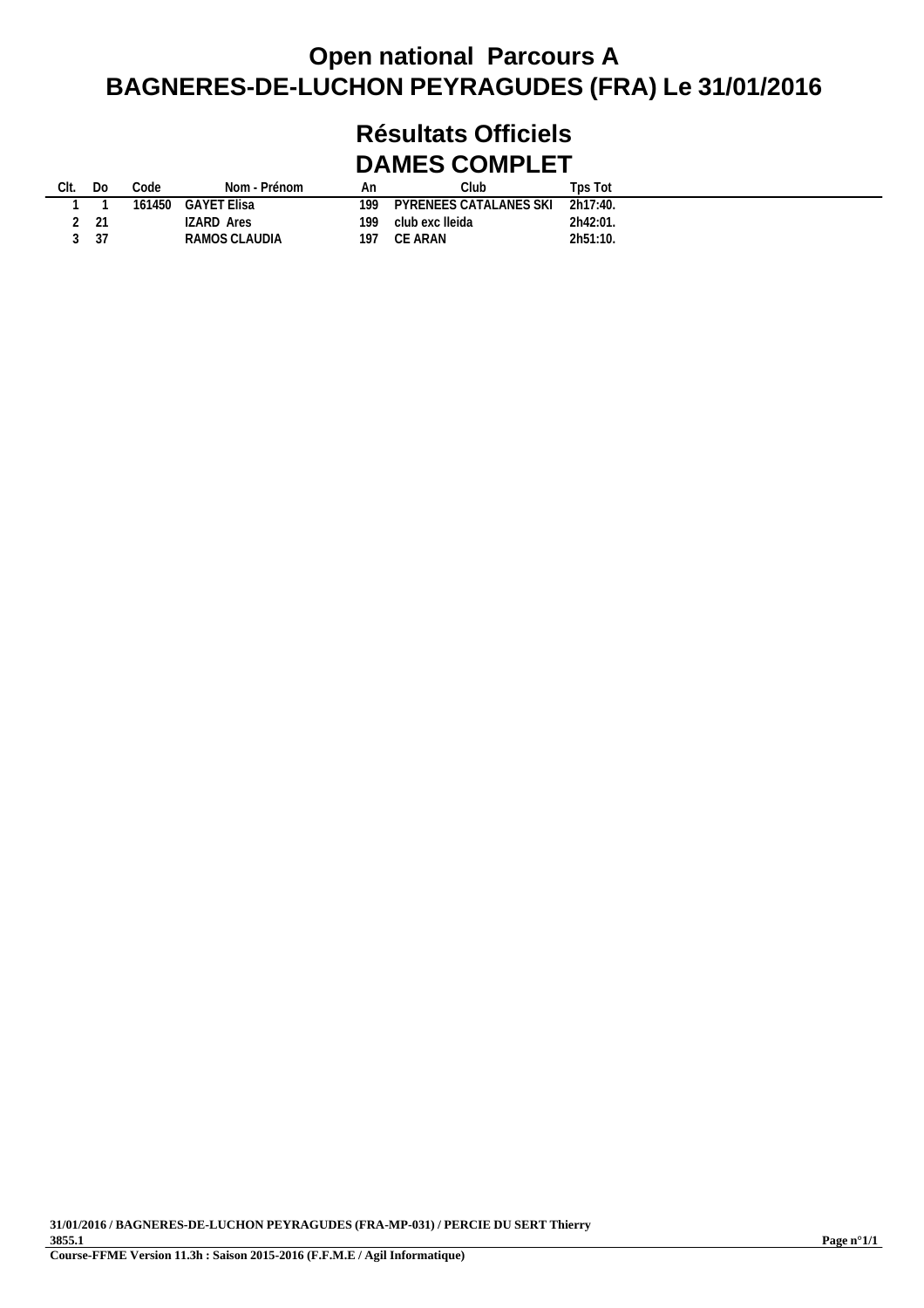# Open national Parcours A

# BAGNERES-DE-LUCHON PEYRAGUDES (FRA) Le 31/01/2016

## Résultats Officiels

## DAMES COMPLET

| Clt. | Do | Code | Nom - Prénom | An | Club | Tps Tot |
|---|---|---|---|---|---|---|
| 1 | 1 | 161450 | GAYET Elisa | 199 | PYRENEES CATALANES SKI | 2h17:40. |
| 2 | 21 | | IZARD Ares | 199 | club exc lleida | 2h42:01. |
| 3 | 37 | | RAMOS CLAUDIA | 197 | CE ARAN | 2h51:10. |

31/01/2016 / BAGNERES-DE-LUCHON PEYRAGUDES (FRA-MP-031) / PERCIE DU SERT Thierry
3855.1
Course-FFME Version 11.3h : Saison 2015-2016 (F.F.M.E / Agil Informatique)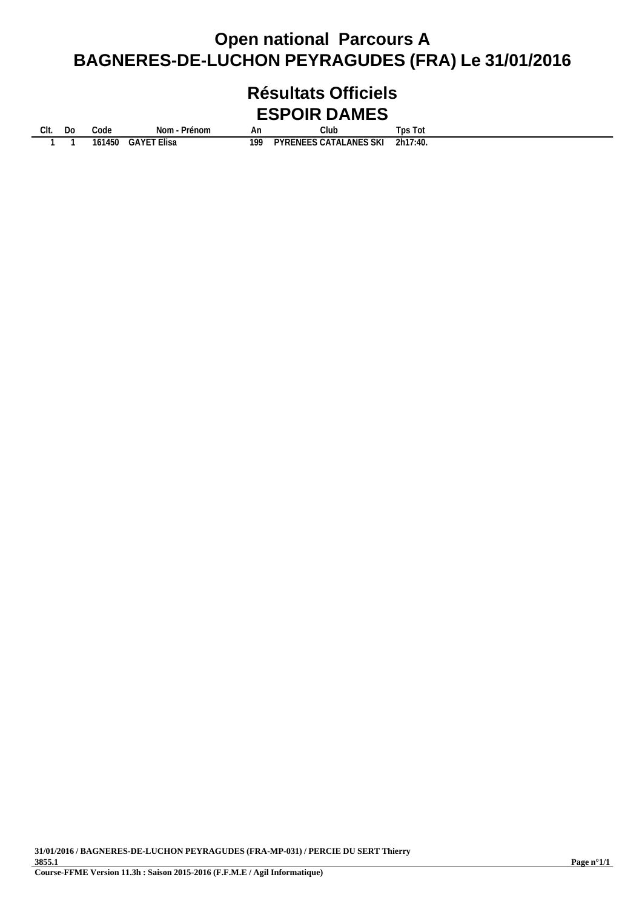# Open national Parcours A
# BAGNERES-DE-LUCHON PEYRAGUDES (FRA) Le 31/01/2016

## Résultats Officiels
## ESPOIR DAMES

| Clt. | Do | Code | Nom - Prénom | An | Club | Tps Tot |
|---|---|---|---|---|---|---|
| 1 | 1 | 161450 | GAYET Elisa | 199 | PYRENEES CATALANES SKI | 2h17:40. |

31/01/2016 / BAGNERES-DE-LUCHON PEYRAGUDES (FRA-MP-031) / PERCIE DU SERT Thierry
3855.1
Course-FFME Version 11.3h : Saison 2015-2016 (F.F.M.E / Agil Informatique)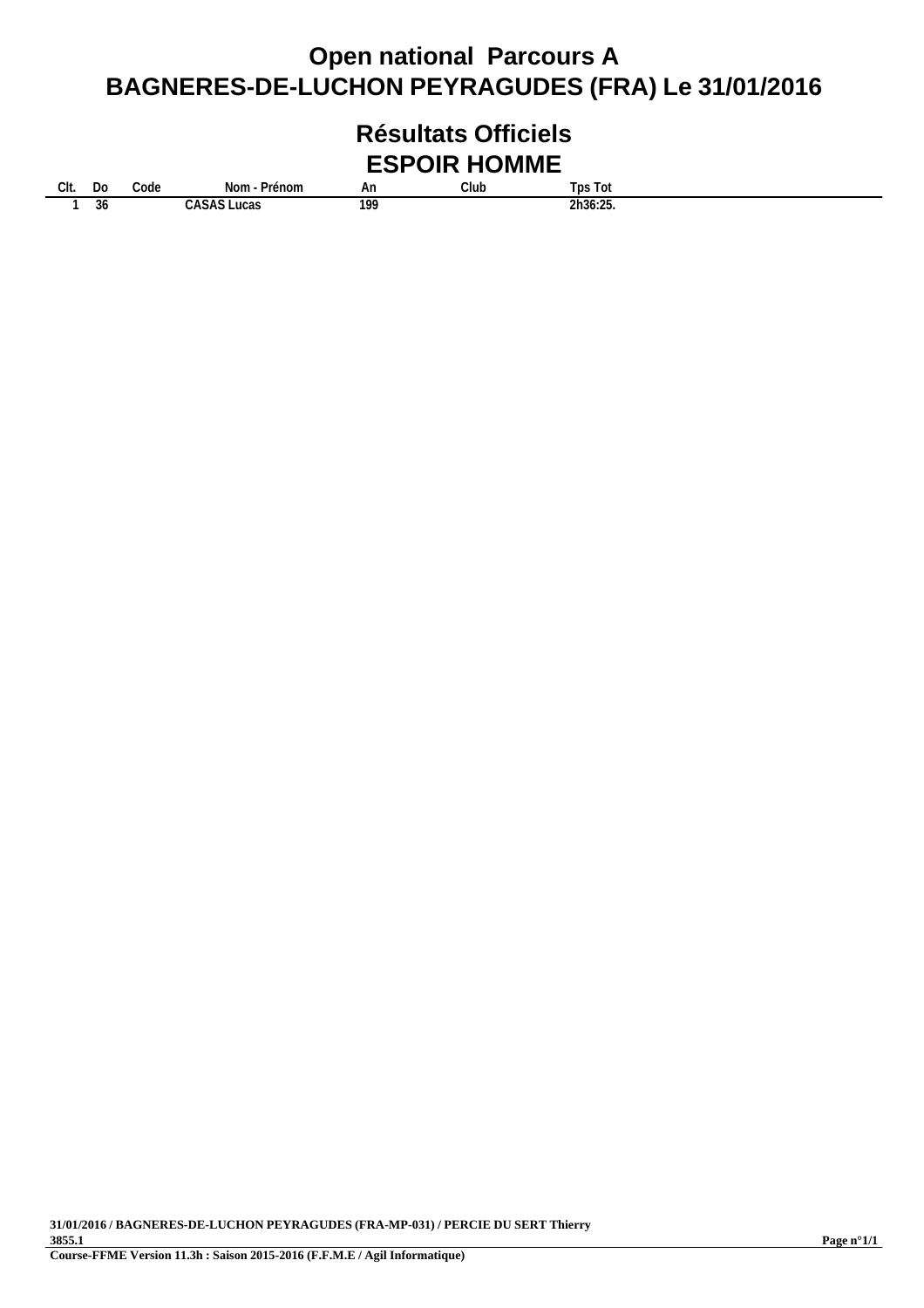# Open national Parcours A
# BAGNERES-DE-LUCHON PEYRAGUDES (FRA) Le 31/01/2016

## Résultats Officiels
## ESPOIR HOMME

| Clt. | Do | Code | Nom - Prénom | An | Club | Tps Tot |
|---|---|---|---|---|---|---|
| 1 | 36 | | CASAS Lucas | 199 | | 2h36:25. |

**31/01/2016 / BAGNERES-DE-LUCHON PEYRAGUDES (FRA-MP-031) / PERCIE DU SERT Thierry**
**3855.1**
**Course-FFME Version 11.3h : Saison 2015-2016 (F.F.M.E / Agil Informatique)**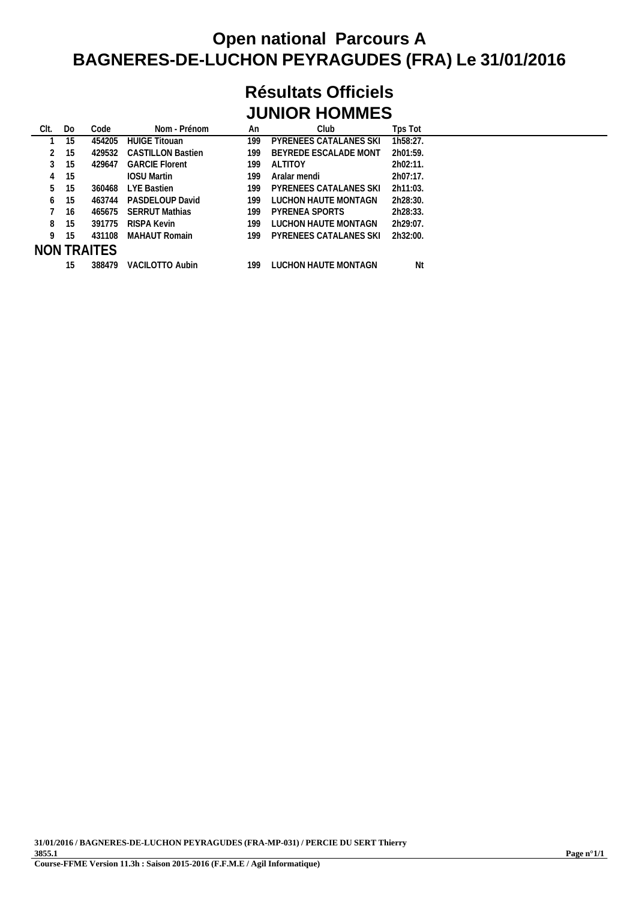# Open national Parcours A
# BAGNERES-DE-LUCHON PEYRAGUDES (FRA) Le 31/01/2016

## Résultats Officiels
## JUNIOR HOMMES

| Clt. | Do | Code | Nom - Prénom | An | Club | Tps Tot |
|---|---|---|---|---|---|---|
| 1 | 15 | 454205 | HUIGE Titouan | 199 | PYRENEES CATALANES SKI | 1h58:27. |
| 2 | 15 | 429532 | CASTILLON Bastien | 199 | BEYREDE ESCALADE MONT | 2h01:59. |
| 3 | 15 | 429647 | GARCIE Florent | 199 | ALTITOY | 2h02:11. |
| 4 | 15 | | IOSU Martin | 199 | Aralar mendi | 2h07:17. |
| 5 | 15 | 360468 | LYE Bastien | 199 | PYRENEES CATALANES SKI | 2h11:03. |
| 6 | 15 | 463744 | PASDELOUP David | 199 | LUCHON HAUTE MONTAGN | 2h28:30. |
| 7 | 16 | 465675 | SERRUT Mathias | 199 | PYRENEA SPORTS | 2h28:33. |
| 8 | 15 | 391775 | RISPA Kevin | 199 | LUCHON HAUTE MONTAGN | 2h29:07. |
| 9 | 15 | 431108 | MAHAUT Romain | 199 | PYRENEES CATALANES SKI | 2h32:00. |

**NON TRAITES**

| Clt. | Do | Code | Nom - Prénom | An | Club | Tps Tot |
|---|---|---|---|---|---|---|
| | 15 | 388479 | VACILOTTO Aubin | 199 | LUCHON HAUTE MONTAGN | Nt |

31/01/2016 / BAGNERES-DE-LUCHON PEYRAGUDES (FRA-MP-031) / PERCIE DU SERT Thierry
3855.1
Course-FFME Version 11.3h : Saison 2015-2016 (F.F.M.E / Agil Informatique)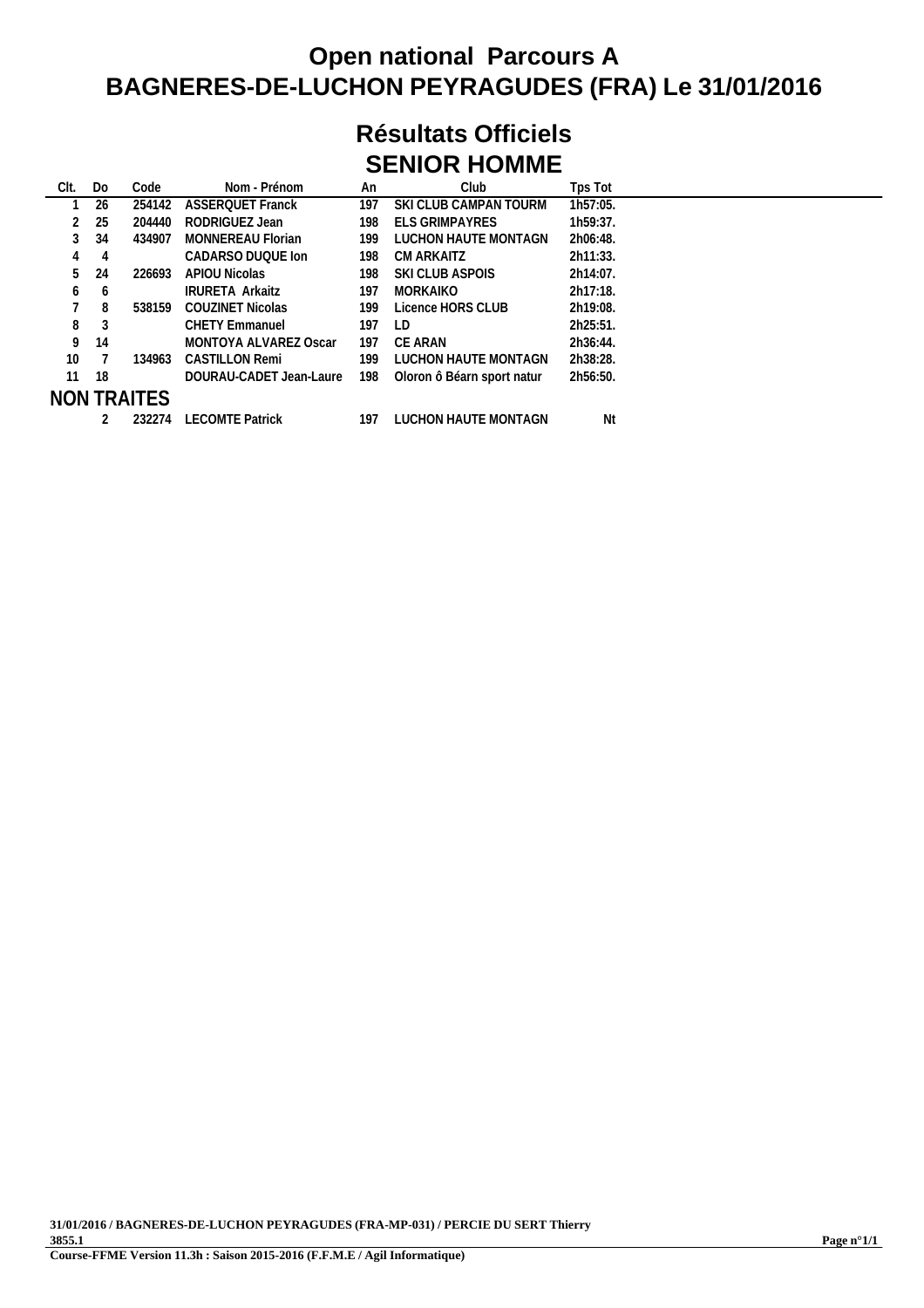# Open national Parcours A
# BAGNERES-DE-LUCHON PEYRAGUDES (FRA) Le 31/01/2016

## Résultats Officiels
## SENIOR HOMME

| Clt. | Do | Code | Nom - Prénom | An | Club | Tps Tot |
|---|---|---|---|---|---|---|
| 1 | 26 | 254142 | ASSERQUET Franck | 197 | SKI CLUB CAMPAN TOURM | 1h57:05. |
| 2 | 25 | 204440 | RODRIGUEZ Jean | 198 | ELS GRIMPAYRES | 1h59:37. |
| 3 | 34 | 434907 | MONNEREAU Florian | 199 | LUCHON HAUTE MONTAGN | 2h06:48. |
| 4 | 4 | | CADARSO DUQUE Ion | 198 | CM ARKAITZ | 2h11:33. |
| 5 | 24 | 226693 | APIOU Nicolas | 198 | SKI CLUB ASPOIS | 2h14:07. |
| 6 | 6 | | IRURETA Arkaitz | 197 | MORKAIKO | 2h17:18. |
| 7 | 8 | 538159 | COUZINET Nicolas | 199 | Licence HORS CLUB | 2h19:08. |
| 8 | 3 | | CHETY Emmanuel | 197 | LD | 2h25:51. |
| 9 | 14 | | MONTOYA ALVAREZ Oscar | 197 | CE ARAN | 2h36:44. |
| 10 | 7 | 134963 | CASTILLON Remi | 199 | LUCHON HAUTE MONTAGN | 2h38:28. |
| 11 | 18 | | DOURAU-CADET Jean-Laure | 198 | Oloron ô Béarn sport natur | 2h56:50. |

**NON TRAITES**

| Clt. | Do | Code | Nom - Prénom | An | Club | Tps Tot |
|---|---|---|---|---|---|---|
| | 2 | 232274 | LECOMTE Patrick | 197 | LUCHON HAUTE MONTAGN | Nt |

31/01/2016 / BAGNERES-DE-LUCHON PEYRAGUDES (FRA-MP-031) / PERCIE DU SERT Thierry
3855.1
Course-FFME Version 11.3h : Saison 2015-2016 (F.F.M.E / Agil Informatique)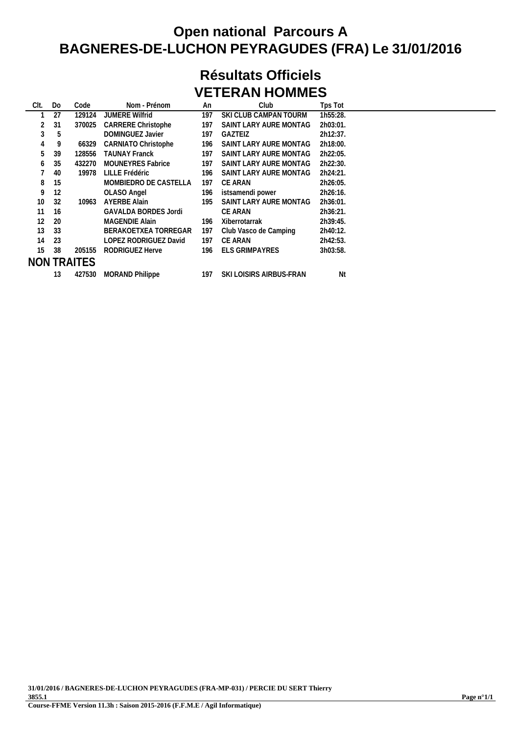# Open national Parcours A
# BAGNERES-DE-LUCHON PEYRAGUDES (FRA) Le 31/01/2016

## Résultats Officiels
## VETERAN HOMMES

| Clt. | Do | Code | Nom - Prénom | An | Club | Tps Tot |
|---|---|---|---|---|---|---|
| 1 | 27 | 129124 | JUMERE Wilfrid | 197 | SKI CLUB CAMPAN TOURM | 1h55:28. |
| 2 | 31 | 370025 | CARRERE Christophe | 197 | SAINT LARY AURE MONTAG | 2h03:01. |
| 3 | 5 | | DOMINGUEZ Javier | 197 | GAZTEIZ | 2h12:37. |
| 4 | 9 | 66329 | CARNIATO Christophe | 196 | SAINT LARY AURE MONTAG | 2h18:00. |
| 5 | 39 | 128556 | TAUNAY Franck | 197 | SAINT LARY AURE MONTAG | 2h22:05. |
| 6 | 35 | 432270 | MOUNEYRES Fabrice | 197 | SAINT LARY AURE MONTAG | 2h22:30. |
| 7 | 40 | 19978 | LILLE Frédéric | 196 | SAINT LARY AURE MONTAG | 2h24:21. |
| 8 | 15 | | MOMBIEDRO DE CASTELLA | 197 | CE ARAN | 2h26:05. |
| 9 | 12 | | OLASO Angel | 196 | istsamendi power | 2h26:16. |
| 10 | 32 | 10963 | AYERBE Alain | 195 | SAINT LARY AURE MONTAG | 2h36:01. |
| 11 | 16 | | GAVALDA BORDES Jordi | | CE ARAN | 2h36:21. |
| 12 | 20 | | MAGENDIE Alain | 196 | Xiberrotarrak | 2h39:45. |
| 13 | 33 | | BERAKOETXEA TORREGAR | 197 | Club Vasco de Camping | 2h40:12. |
| 14 | 23 | | LOPEZ RODRIGUEZ David | 197 | CE ARAN | 2h42:53. |
| 15 | 38 | 205155 | RODRIGUEZ Herve | 196 | ELS GRIMPAYRES | 3h03:58. |

**NON TRAITES**

| Clt. | Do | Code | Nom - Prénom | An | Club | Tps Tot |
|---|---|---|---|---|---|---|
| | 13 | 427530 | MORAND Philippe | 197 | SKI LOISIRS AIRBUS-FRAN | Nt |

31/01/2016 / BAGNERES-DE-LUCHON PEYRAGUDES (FRA-MP-031) / PERCIE DU SERT Thierry
3855.1
Course-FFME Version 11.3h : Saison 2015-2016 (F.F.M.E / Agil Informatique)